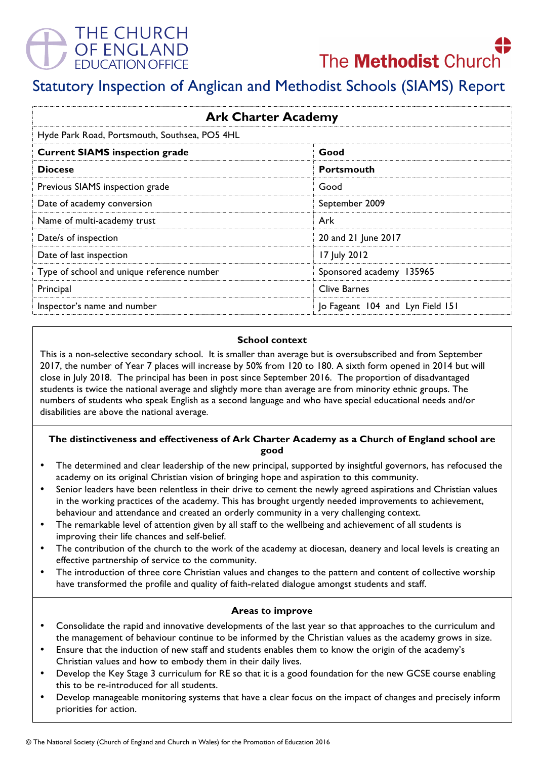THE CHURCH OF ENGLAND EDUCATION OFFICE

The **Methodist** Church

# Statutory Inspection of Anglican and Methodist Schools (SIAMS) Report

| **Ark Charter Academy** | |
|---|---|
| Hyde Park Road, Portsmouth, Southsea, PO5 4HL | |
| **Current SIAMS inspection grade** | **Good** |
| **Diocese** | **Portsmouth** |
| Previous SIAMS inspection grade | Good |
| Date of academy conversion | September 2009 |
| Name of multi-academy trust | Ark |
| Date/s of inspection | 20 and 21 June 2017 |
| Date of last inspection | 17 July 2012 |
| Type of school and unique reference number | Sponsored academy 135965 |
| Principal | Clive Barnes |
| Inspector's name and number | Jo Fageant 104 and Lyn Field 151 |

### School context

This is a non-selective secondary school. It is smaller than average but is oversubscribed and from September 2017, the number of Year 7 places will increase by 50% from 120 to 180. A sixth form opened in 2014 but will close in July 2018. The principal has been in post since September 2016. The proportion of disadvantaged students is twice the national average and slightly more than average are from minority ethnic groups. The numbers of students who speak English as a second language and who have special educational needs and/or disabilities are above the national average.

### The distinctiveness and effectiveness of Ark Charter Academy as a Church of England school are good

- The determined and clear leadership of the new principal, supported by insightful governors, has refocused the academy on its original Christian vision of bringing hope and aspiration to this community.
- Senior leaders have been relentless in their drive to cement the newly agreed aspirations and Christian values in the working practices of the academy. This has brought urgently needed improvements to achievement, behaviour and attendance and created an orderly community in a very challenging context.
- The remarkable level of attention given by all staff to the wellbeing and achievement of all students is improving their life chances and self-belief.
- The contribution of the church to the work of the academy at diocesan, deanery and local levels is creating an effective partnership of service to the community.
- The introduction of three core Christian values and changes to the pattern and content of collective worship have transformed the profile and quality of faith-related dialogue amongst students and staff.

### Areas to improve

- Consolidate the rapid and innovative developments of the last year so that approaches to the curriculum and the management of behaviour continue to be informed by the Christian values as the academy grows in size.
- Ensure that the induction of new staff and students enables them to know the origin of the academy's Christian values and how to embody them in their daily lives.
- Develop the Key Stage 3 curriculum for RE so that it is a good foundation for the new GCSE course enabling this to be re-introduced for all students.
- Develop manageable monitoring systems that have a clear focus on the impact of changes and precisely inform priorities for action.

© The National Society (Church of England and Church in Wales) for the Promotion of Education 2016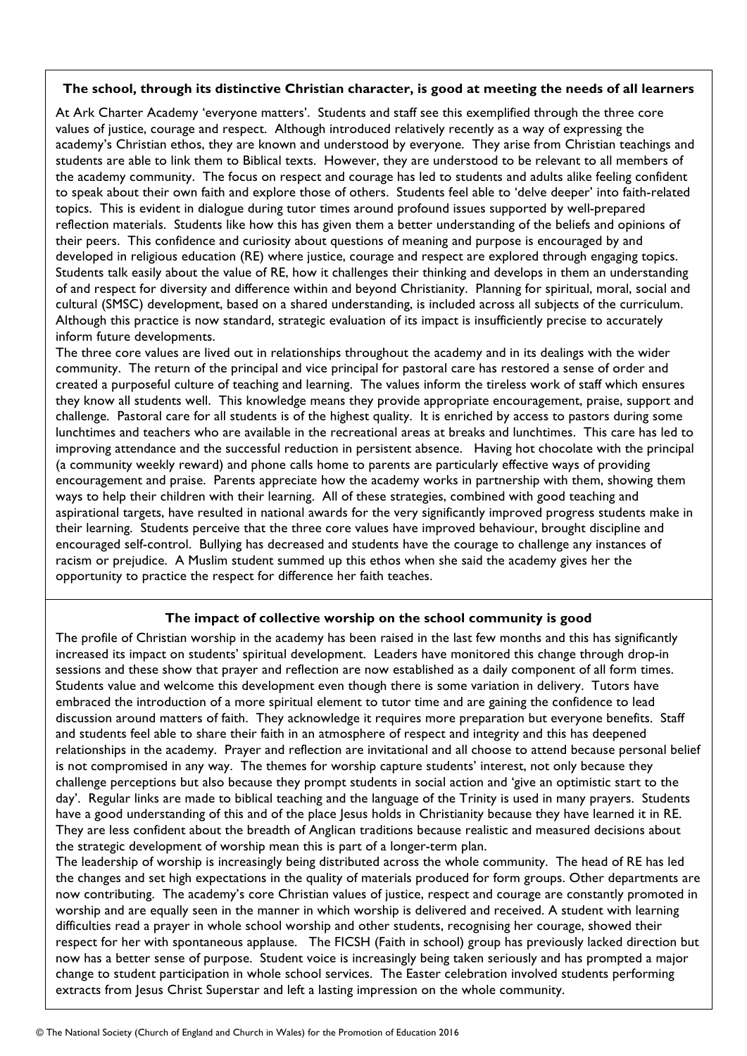**The school, through its distinctive Christian character, is good at meeting the needs of all learners**

At Ark Charter Academy 'everyone matters'. Students and staff see this exemplified through the three core values of justice, courage and respect. Although introduced relatively recently as a way of expressing the academy's Christian ethos, they are known and understood by everyone. They arise from Christian teachings and students are able to link them to Biblical texts. However, they are understood to be relevant to all members of the academy community. The focus on respect and courage has led to students and adults alike feeling confident to speak about their own faith and explore those of others. Students feel able to 'delve deeper' into faith-related topics. This is evident in dialogue during tutor times around profound issues supported by well-prepared reflection materials. Students like how this has given them a better understanding of the beliefs and opinions of their peers. This confidence and curiosity about questions of meaning and purpose is encouraged by and developed in religious education (RE) where justice, courage and respect are explored through engaging topics. Students talk easily about the value of RE, how it challenges their thinking and develops in them an understanding of and respect for diversity and difference within and beyond Christianity. Planning for spiritual, moral, social and cultural (SMSC) development, based on a shared understanding, is included across all subjects of the curriculum. Although this practice is now standard, strategic evaluation of its impact is insufficiently precise to accurately inform future developments.

The three core values are lived out in relationships throughout the academy and in its dealings with the wider community. The return of the principal and vice principal for pastoral care has restored a sense of order and created a purposeful culture of teaching and learning. The values inform the tireless work of staff which ensures they know all students well. This knowledge means they provide appropriate encouragement, praise, support and challenge. Pastoral care for all students is of the highest quality. It is enriched by access to pastors during some lunchtimes and teachers who are available in the recreational areas at breaks and lunchtimes. This care has led to improving attendance and the successful reduction in persistent absence. Having hot chocolate with the principal (a community weekly reward) and phone calls home to parents are particularly effective ways of providing encouragement and praise. Parents appreciate how the academy works in partnership with them, showing them ways to help their children with their learning. All of these strategies, combined with good teaching and aspirational targets, have resulted in national awards for the very significantly improved progress students make in their learning. Students perceive that the three core values have improved behaviour, brought discipline and encouraged self-control. Bullying has decreased and students have the courage to challenge any instances of racism or prejudice. A Muslim student summed up this ethos when she said the academy gives her the opportunity to practice the respect for difference her faith teaches.

**The impact of collective worship on the school community is good**

The profile of Christian worship in the academy has been raised in the last few months and this has significantly increased its impact on students' spiritual development. Leaders have monitored this change through drop-in sessions and these show that prayer and reflection are now established as a daily component of all form times. Students value and welcome this development even though there is some variation in delivery. Tutors have embraced the introduction of a more spiritual element to tutor time and are gaining the confidence to lead discussion around matters of faith. They acknowledge it requires more preparation but everyone benefits. Staff and students feel able to share their faith in an atmosphere of respect and integrity and this has deepened relationships in the academy. Prayer and reflection are invitational and all choose to attend because personal belief is not compromised in any way. The themes for worship capture students' interest, not only because they challenge perceptions but also because they prompt students in social action and 'give an optimistic start to the day'. Regular links are made to biblical teaching and the language of the Trinity is used in many prayers. Students have a good understanding of this and of the place Jesus holds in Christianity because they have learned it in RE. They are less confident about the breadth of Anglican traditions because realistic and measured decisions about the strategic development of worship mean this is part of a longer-term plan.

The leadership of worship is increasingly being distributed across the whole community. The head of RE has led the changes and set high expectations in the quality of materials produced for form groups. Other departments are now contributing. The academy's core Christian values of justice, respect and courage are constantly promoted in worship and are equally seen in the manner in which worship is delivered and received. A student with learning difficulties read a prayer in whole school worship and other students, recognising her courage, showed their respect for her with spontaneous applause. The FICSH (Faith in school) group has previously lacked direction but now has a better sense of purpose. Student voice is increasingly being taken seriously and has prompted a major change to student participation in whole school services. The Easter celebration involved students performing extracts from Jesus Christ Superstar and left a lasting impression on the whole community.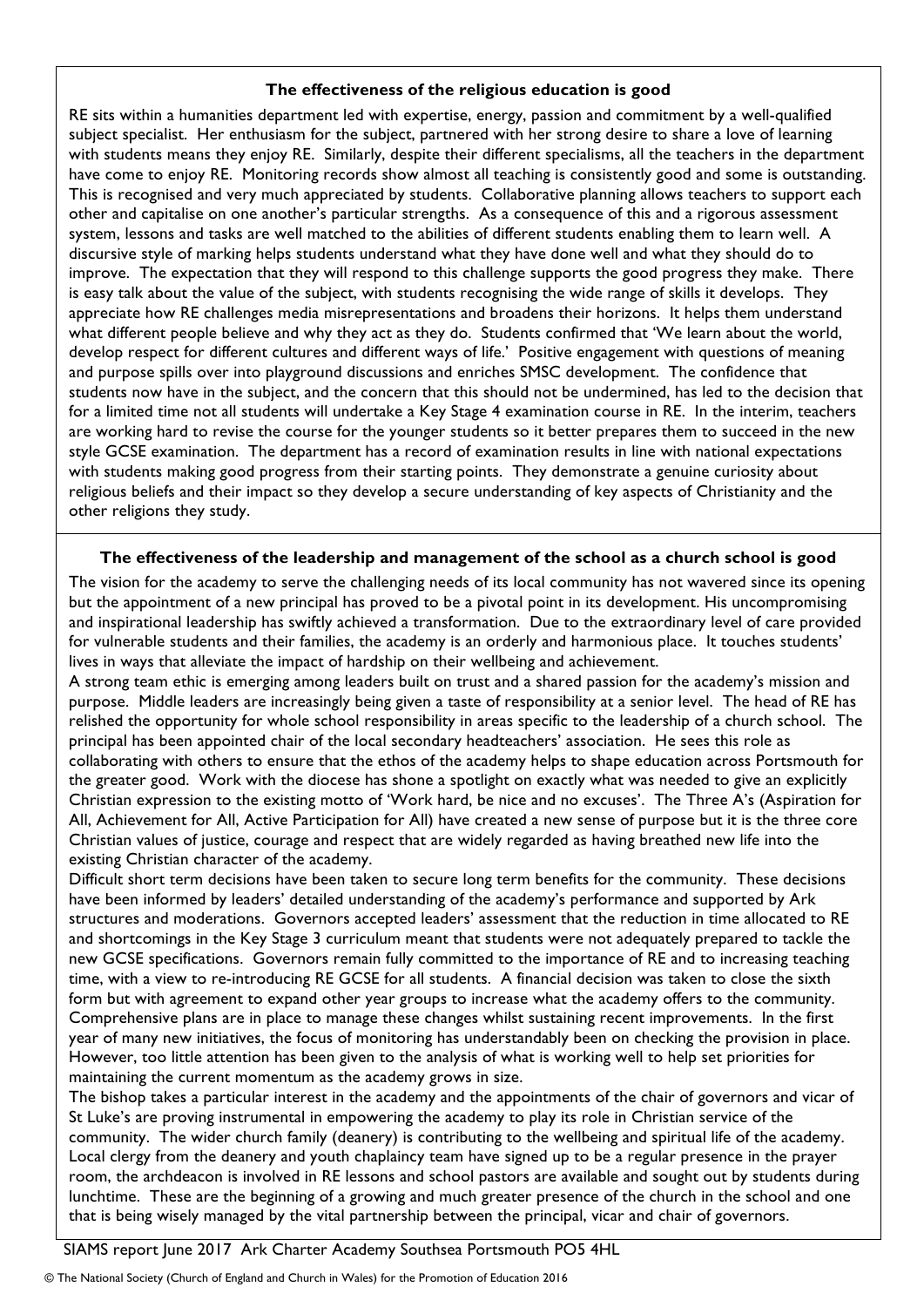### The effectiveness of the religious education is good

RE sits within a humanities department led with expertise, energy, passion and commitment by a well-qualified subject specialist. Her enthusiasm for the subject, partnered with her strong desire to share a love of learning with students means they enjoy RE. Similarly, despite their different specialisms, all the teachers in the department have come to enjoy RE. Monitoring records show almost all teaching is consistently good and some is outstanding. This is recognised and very much appreciated by students. Collaborative planning allows teachers to support each other and capitalise on one another's particular strengths. As a consequence of this and a rigorous assessment system, lessons and tasks are well matched to the abilities of different students enabling them to learn well. A discursive style of marking helps students understand what they have done well and what they should do to improve. The expectation that they will respond to this challenge supports the good progress they make. There is easy talk about the value of the subject, with students recognising the wide range of skills it develops. They appreciate how RE challenges media misrepresentations and broadens their horizons. It helps them understand what different people believe and why they act as they do. Students confirmed that 'We learn about the world, develop respect for different cultures and different ways of life.' Positive engagement with questions of meaning and purpose spills over into playground discussions and enriches SMSC development. The confidence that students now have in the subject, and the concern that this should not be undermined, has led to the decision that for a limited time not all students will undertake a Key Stage 4 examination course in RE. In the interim, teachers are working hard to revise the course for the younger students so it better prepares them to succeed in the new style GCSE examination. The department has a record of examination results in line with national expectations with students making good progress from their starting points. They demonstrate a genuine curiosity about religious beliefs and their impact so they develop a secure understanding of key aspects of Christianity and the other religions they study.

### The effectiveness of the leadership and management of the school as a church school is good

The vision for the academy to serve the challenging needs of its local community has not wavered since its opening but the appointment of a new principal has proved to be a pivotal point in its development. His uncompromising and inspirational leadership has swiftly achieved a transformation. Due to the extraordinary level of care provided for vulnerable students and their families, the academy is an orderly and harmonious place. It touches students' lives in ways that alleviate the impact of hardship on their wellbeing and achievement.

A strong team ethic is emerging among leaders built on trust and a shared passion for the academy's mission and purpose. Middle leaders are increasingly being given a taste of responsibility at a senior level. The head of RE has relished the opportunity for whole school responsibility in areas specific to the leadership of a church school. The principal has been appointed chair of the local secondary headteachers' association. He sees this role as collaborating with others to ensure that the ethos of the academy helps to shape education across Portsmouth for the greater good. Work with the diocese has shone a spotlight on exactly what was needed to give an explicitly Christian expression to the existing motto of 'Work hard, be nice and no excuses'. The Three A's (Aspiration for All, Achievement for All, Active Participation for All) have created a new sense of purpose but it is the three core Christian values of justice, courage and respect that are widely regarded as having breathed new life into the existing Christian character of the academy.

Difficult short term decisions have been taken to secure long term benefits for the community. These decisions have been informed by leaders' detailed understanding of the academy's performance and supported by Ark structures and moderations. Governors accepted leaders' assessment that the reduction in time allocated to RE and shortcomings in the Key Stage 3 curriculum meant that students were not adequately prepared to tackle the new GCSE specifications. Governors remain fully committed to the importance of RE and to increasing teaching time, with a view to re-introducing RE GCSE for all students. A financial decision was taken to close the sixth form but with agreement to expand other year groups to increase what the academy offers to the community. Comprehensive plans are in place to manage these changes whilst sustaining recent improvements. In the first year of many new initiatives, the focus of monitoring has understandably been on checking the provision in place. However, too little attention has been given to the analysis of what is working well to help set priorities for maintaining the current momentum as the academy grows in size.

The bishop takes a particular interest in the academy and the appointments of the chair of governors and vicar of St Luke's are proving instrumental in empowering the academy to play its role in Christian service of the community. The wider church family (deanery) is contributing to the wellbeing and spiritual life of the academy. Local clergy from the deanery and youth chaplaincy team have signed up to be a regular presence in the prayer room, the archdeacon is involved in RE lessons and school pastors are available and sought out by students during lunchtime. These are the beginning of a growing and much greater presence of the church in the school and one that is being wisely managed by the vital partnership between the principal, vicar and chair of governors.

SIAMS report June 2017 Ark Charter Academy Southsea Portsmouth PO5 4HL